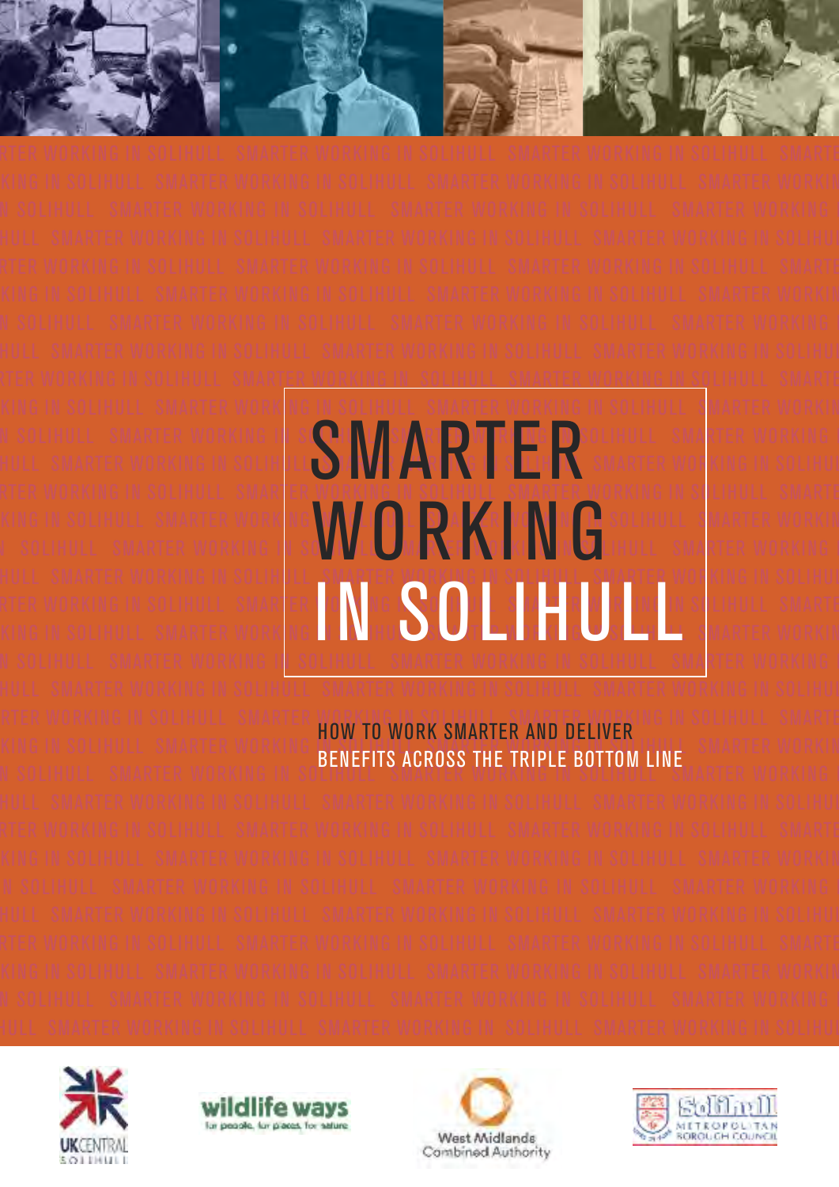# SMARTER WORKING IN SOLIHULL

HOW TO WORK SMARTER AND DELIVER BENEFITS ACROSS THE TRIPLE BOTTOM LINE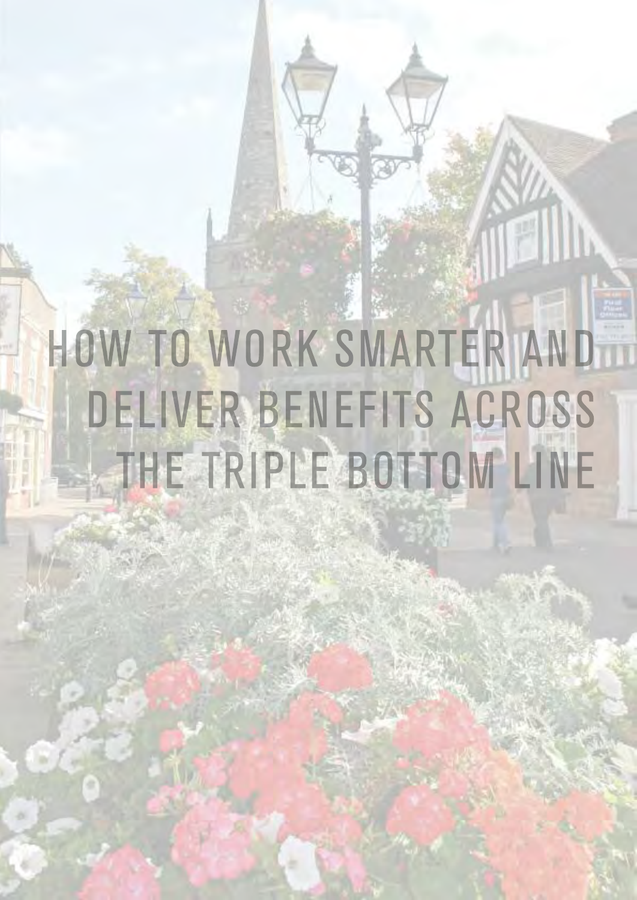# HOW TO WORK SMARTER AND DELIVER BENEFITS ACROSS THE TRIPLE BOTTOM LINE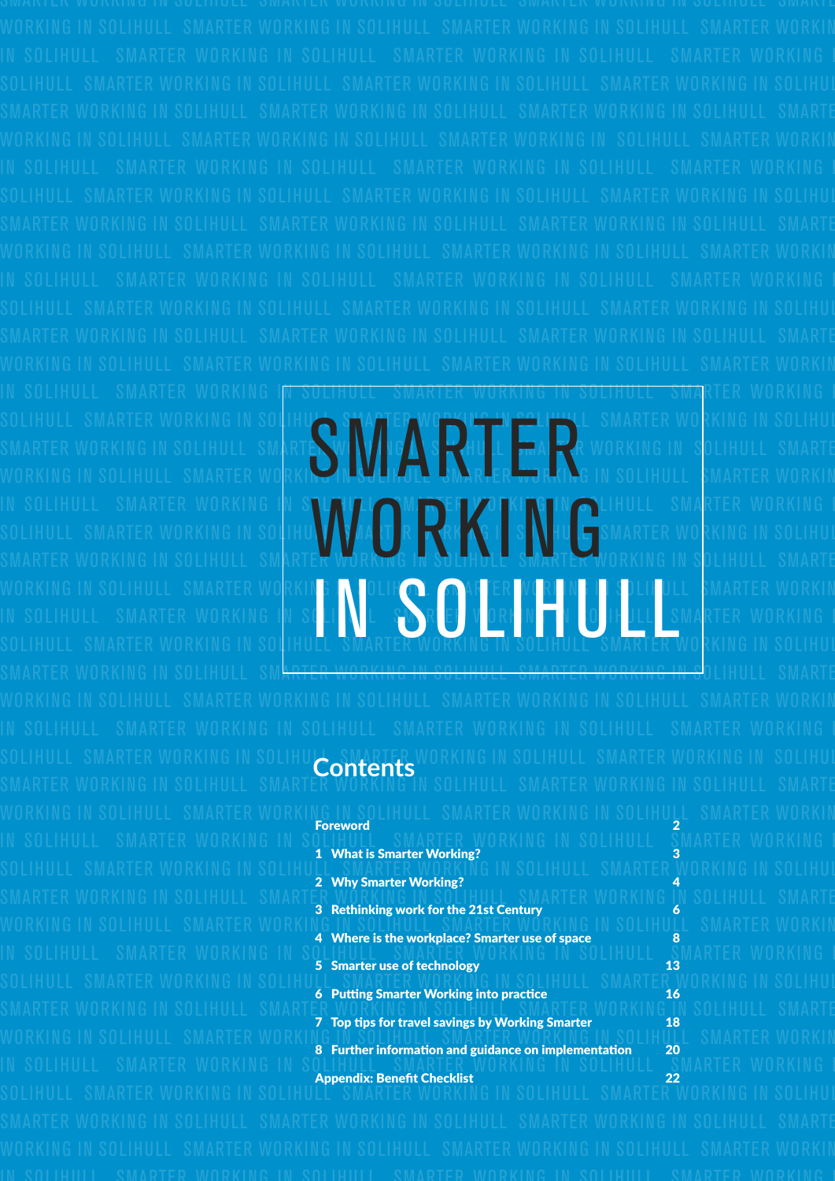# SMARTER WORKING IN SOLIHULL

## Contents

| | |
|---|---|
| Foreword | 2 |
| 1 What is Smarter Working? | 3 |
| 2 Why Smarter Working? | 4 |
| 3 Rethinking work for the 21st Century | 6 |
| 4 Where is the workplace? Smarter use of space | 8 |
| 5 Smarter use of technology | 13 |
| 6 Putting Smarter Working into practice | 16 |
| 7 Top tips for travel savings by Working Smarter | 18 |
| 8 Further information and guidance on implementation | 20 |
| Appendix: Benefit Checklist | 22 |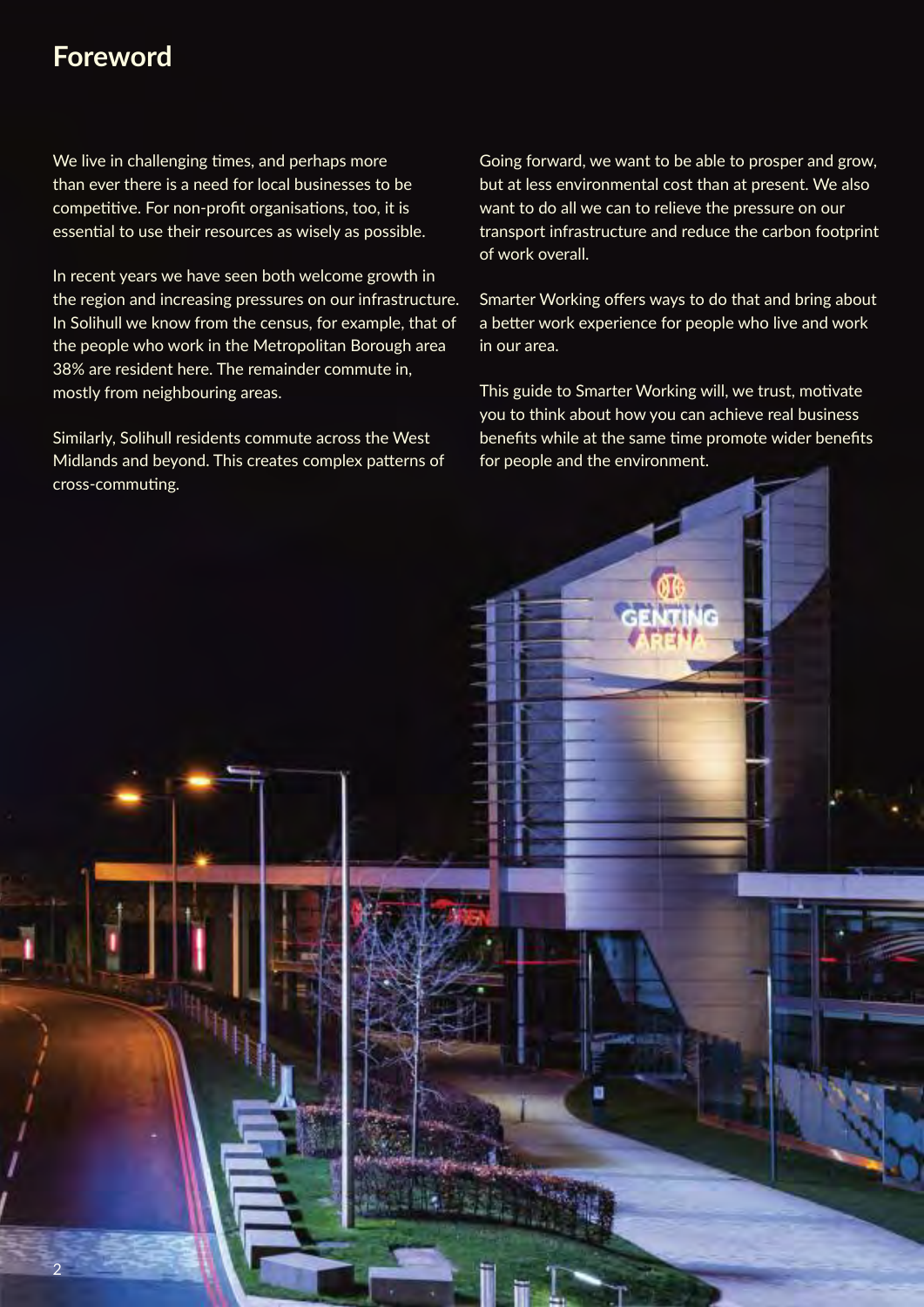## Foreword

We live in challenging times, and perhaps more than ever there is a need for local businesses to be competitive. For non-profit organisations, too, it is essential to use their resources as wisely as possible.

In recent years we have seen both welcome growth in the region and increasing pressures on our infrastructure. In Solihull we know from the census, for example, that of the people who work in the Metropolitan Borough area 38% are resident here. The remainder commute in, mostly from neighbouring areas.

Similarly, Solihull residents commute across the West Midlands and beyond. This creates complex patterns of cross-commuting.

Going forward, we want to be able to prosper and grow, but at less environmental cost than at present. We also want to do all we can to relieve the pressure on our transport infrastructure and reduce the carbon footprint of work overall.

Smarter Working offers ways to do that and bring about a better work experience for people who live and work in our area.

This guide to Smarter Working will, we trust, motivate you to think about how you can achieve real business benefits while at the same time promote wider benefits for people and the environment.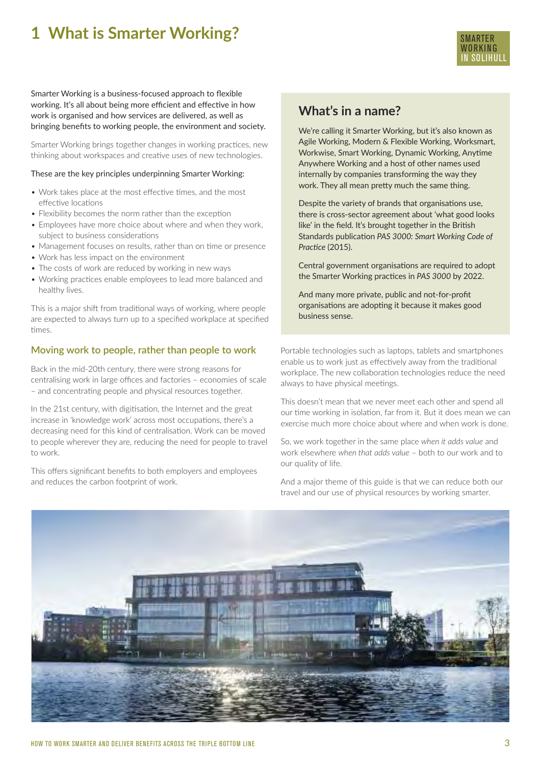# 1 What is Smarter Working?

Smarter Working is a business-focused approach to flexible working. It's all about being more efficient and effective in how work is organised and how services are delivered, as well as bringing benefits to working people, the environment and society.

Smarter Working brings together changes in working practices, new thinking about workspaces and creative uses of new technologies.

These are the key principles underpinning Smarter Working:

- Work takes place at the most effective times, and the most effective locations
- Flexibility becomes the norm rather than the exception
- Employees have more choice about where and when they work, subject to business considerations
- Management focuses on results, rather than on time or presence
- Work has less impact on the environment
- The costs of work are reduced by working in new ways
- Working practices enable employees to lead more balanced and healthy lives.

This is a major shift from traditional ways of working, where people are expected to always turn up to a specified workplace at specified times.

## Moving work to people, rather than people to work

Back in the mid-20th century, there were strong reasons for centralising work in large offices and factories – economies of scale – and concentrating people and physical resources together.

In the 21st century, with digitisation, the Internet and the great increase in 'knowledge work' across most occupations, there's a decreasing need for this kind of centralisation. Work can be moved to people wherever they are, reducing the need for people to travel to work.

This offers significant benefits to both employers and employees and reduces the carbon footprint of work.

## What's in a name?

We're calling it Smarter Working, but it's also known as Agile Working, Modern & Flexible Working, Worksmart, Workwise, Smart Working, Dynamic Working, Anytime Anywhere Working and a host of other names used internally by companies transforming the way they work. They all mean pretty much the same thing.

Despite the variety of brands that organisations use, there is cross-sector agreement about 'what good looks like' in the field. It's brought together in the British Standards publication *PAS 3000: Smart Working Code of Practice* (2015).

Central government organisations are required to adopt the Smarter Working practices in *PAS 3000* by 2022.

And many more private, public and not-for-profit organisations are adopting it because it makes good business sense.

Portable technologies such as laptops, tablets and smartphones enable us to work just as effectively away from the traditional workplace. The new collaboration technologies reduce the need always to have physical meetings.

This doesn't mean that we never meet each other and spend all our time working in isolation, far from it. But it does mean we can exercise much more choice about where and when work is done.

So, we work together in the same place *when it adds value* and work elsewhere *when that adds value* – both to our work and to our quality of life.

And a major theme of this guide is that we can reduce both our travel and our use of physical resources by working smarter.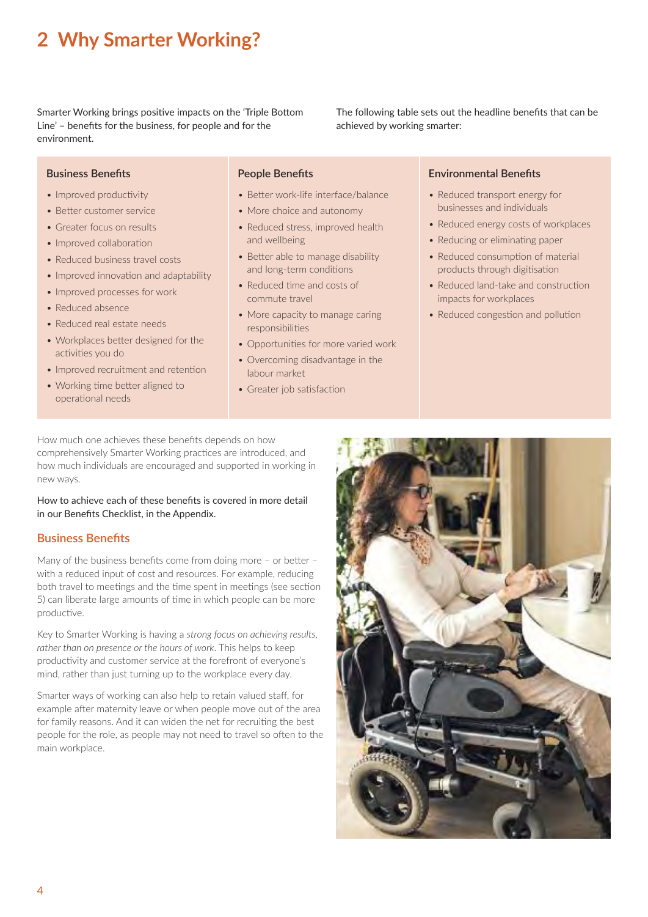# 2 Why Smarter Working?

Smarter Working brings positive impacts on the 'Triple Bottom Line' – benefits for the business, for people and for the environment.

The following table sets out the headline benefits that can be achieved by working smarter:

| Business Benefits | People Benefits | Environmental Benefits |
|---|---|---|
| • Improved productivity<br>• Better customer service<br>• Greater focus on results<br>• Improved collaboration<br>• Reduced business travel costs<br>• Improved innovation and adaptability<br>• Improved processes for work<br>• Reduced absence<br>• Reduced real estate needs<br>• Workplaces better designed for the activities you do<br>• Improved recruitment and retention<br>• Working time better aligned to operational needs | • Better work-life interface/balance<br>• More choice and autonomy<br>• Reduced stress, improved health and wellbeing<br>• Better able to manage disability and long-term conditions<br>• Reduced time and costs of commute travel<br>• More capacity to manage caring responsibilities<br>• Opportunities for more varied work<br>• Overcoming disadvantage in the labour market<br>• Greater job satisfaction | • Reduced transport energy for businesses and individuals<br>• Reduced energy costs of workplaces<br>• Reducing or eliminating paper<br>• Reduced consumption of material products through digitisation<br>• Reduced land-take and construction impacts for workplaces<br>• Reduced congestion and pollution |

How much one achieves these benefits depends on how comprehensively Smarter Working practices are introduced, and how much individuals are encouraged and supported in working in new ways.

How to achieve each of these benefits is covered in more detail in our Benefits Checklist, in the Appendix.

## Business Benefits

Many of the business benefits come from doing more – or better – with a reduced input of cost and resources. For example, reducing both travel to meetings and the time spent in meetings (see section 5) can liberate large amounts of time in which people can be more productive.

Key to Smarter Working is having a *strong focus on achieving results, rather than on presence or the hours of work*. This helps to keep productivity and customer service at the forefront of everyone's mind, rather than just turning up to the workplace every day.

Smarter ways of working can also help to retain valued staff, for example after maternity leave or when people move out of the area for family reasons. And it can widen the net for recruiting the best people for the role, as people may not need to travel so often to the main workplace.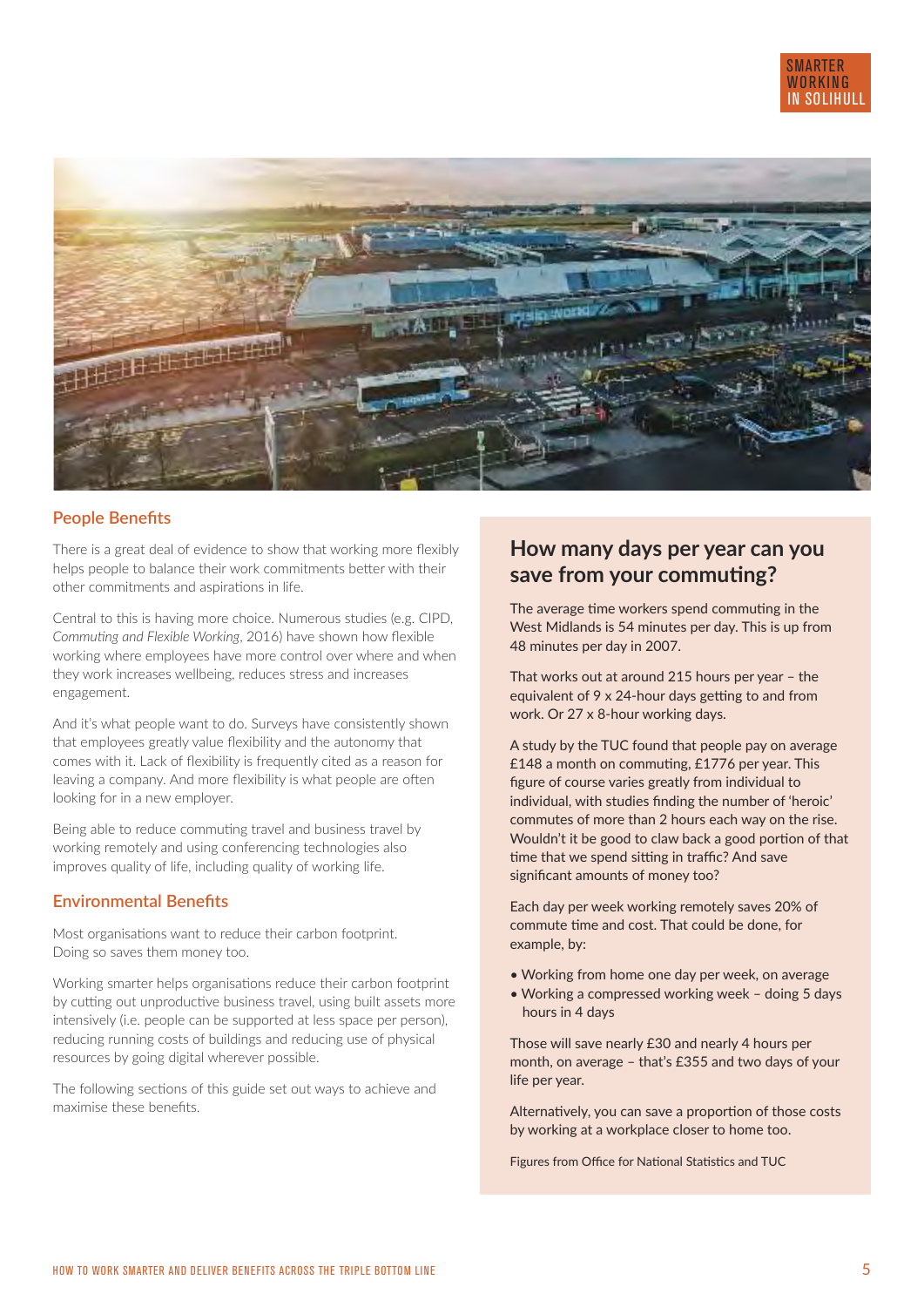## People Benefits

There is a great deal of evidence to show that working more flexibly helps people to balance their work commitments better with their other commitments and aspirations in life.

Central to this is having more choice. Numerous studies (e.g. CIPD, *Commuting and Flexible Working*, 2016) have shown how flexible working where employees have more control over where and when they work increases wellbeing, reduces stress and increases engagement.

And it's what people want to do. Surveys have consistently shown that employees greatly value flexibility and the autonomy that comes with it. Lack of flexibility is frequently cited as a reason for leaving a company. And more flexibility is what people are often looking for in a new employer.

Being able to reduce commuting travel and business travel by working remotely and using conferencing technologies also improves quality of life, including quality of working life.

## Environmental Benefits

Most organisations want to reduce their carbon footprint. Doing so saves them money too.

Working smarter helps organisations reduce their carbon footprint by cutting out unproductive business travel, using built assets more intensively (i.e. people can be supported at less space per person), reducing running costs of buildings and reducing use of physical resources by going digital wherever possible.

The following sections of this guide set out ways to achieve and maximise these benefits.

## How many days per year can you save from your commuting?

The average time workers spend commuting in the West Midlands is 54 minutes per day. This is up from 48 minutes per day in 2007.

That works out at around 215 hours per year – the equivalent of 9 x 24-hour days getting to and from work. Or 27 x 8-hour working days.

A study by the TUC found that people pay on average £148 a month on commuting, £1776 per year. This figure of course varies greatly from individual to individual, with studies finding the number of 'heroic' commutes of more than 2 hours each way on the rise. Wouldn't it be good to claw back a good portion of that time that we spend sitting in traffic? And save significant amounts of money too?

Each day per week working remotely saves 20% of commute time and cost. That could be done, for example, by:

- Working from home one day per week, on average
- Working a compressed working week – doing 5 days hours in 4 days

Those will save nearly £30 and nearly 4 hours per month, on average – that's £355 and two days of your life per year.

Alternatively, you can save a proportion of those costs by working at a workplace closer to home too.

Figures from Office for National Statistics and TUC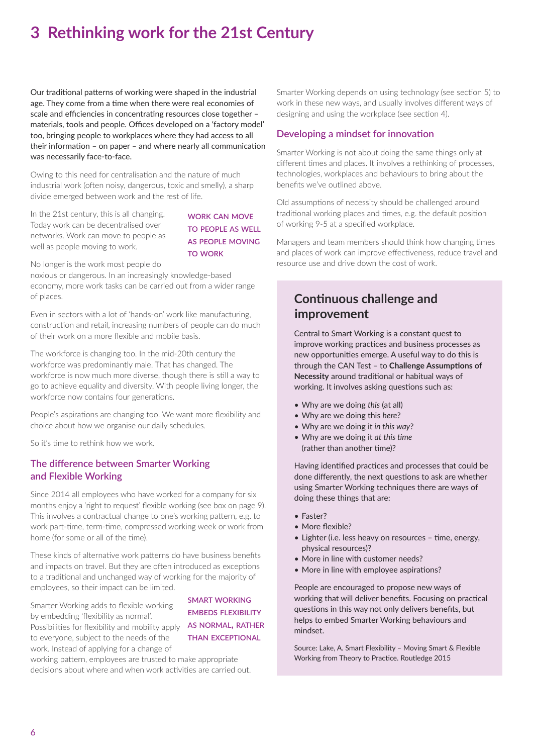# 3 Rethinking work for the 21st Century

Our traditional patterns of working were shaped in the industrial age. They come from a time when there were real economies of scale and efficiencies in concentrating resources close together – materials, tools and people. Offices developed on a 'factory model' too, bringing people to workplaces where they had access to all their information – on paper – and where nearly all communication was necessarily face-to-face.

Owing to this need for centralisation and the nature of much industrial work (often noisy, dangerous, toxic and smelly), a sharp divide emerged between work and the rest of life.

In the 21st century, this is all changing. Today work can be decentralised over networks. Work can move to people as well as people moving to work.

**WORK CAN MOVE TO PEOPLE AS WELL AS PEOPLE MOVING TO WORK**

No longer is the work most people do noxious or dangerous. In an increasingly knowledge-based economy, more work tasks can be carried out from a wider range of places.

Even in sectors with a lot of 'hands-on' work like manufacturing, construction and retail, increasing numbers of people can do much of their work on a more flexible and mobile basis.

The workforce is changing too. In the mid-20th century the workforce was predominantly male. That has changed. The workforce is now much more diverse, though there is still a way to go to achieve equality and diversity. With people living longer, the workforce now contains four generations.

People's aspirations are changing too. We want more flexibility and choice about how we organise our daily schedules.

So it's time to rethink how we work.

## The difference between Smarter Working and Flexible Working

Since 2014 all employees who have worked for a company for six months enjoy a 'right to request' flexible working (see box on page 9). This involves a contractual change to one's working pattern, e.g. to work part-time, term-time, compressed working week or work from home (for some or all of the time).

These kinds of alternative work patterns do have business benefits and impacts on travel. But they are often introduced as exceptions to a traditional and unchanged way of working for the majority of employees, so their impact can be limited.

Smarter Working adds to flexible working by embedding 'flexibility as normal'. Possibilities for flexibility and mobility apply to everyone, subject to the needs of the work. Instead of applying for a change of working pattern, employees are trusted to make appropriate decisions about where and when work activities are carried out.

**SMART WORKING EMBEDS FLEXIBILITY AS NORMAL, RATHER THAN EXCEPTIONAL**

Smarter Working depends on using technology (see section 5) to work in these new ways, and usually involves different ways of designing and using the workplace (see section 4).

## Developing a mindset for innovation

Smarter Working is not about doing the same things only at different times and places. It involves a rethinking of processes, technologies, workplaces and behaviours to bring about the benefits we've outlined above.

Old assumptions of necessity should be challenged around traditional working places and times, e.g. the default position of working 9-5 at a specified workplace.

Managers and team members should think how changing times and places of work can improve effectiveness, reduce travel and resource use and drive down the cost of work.

### Continuous challenge and improvement

Central to Smart Working is a constant quest to improve working practices and business processes as new opportunities emerge. A useful way to do this is through the CAN Test – to **Challenge Assumptions of Necessity** around traditional or habitual ways of working. It involves asking questions such as:

- Why are we doing *this* (at all)
- Why are we doing this *here*?
- Why are we doing it *in this way*?
- Why are we doing it *at this time* (rather than another time)?

Having identified practices and processes that could be done differently, the next questions to ask are whether using Smarter Working techniques there are ways of doing these things that are:

- Faster?
- More flexible?
- Lighter (i.e. less heavy on resources – time, energy, physical resources)?
- More in line with customer needs?
- More in line with employee aspirations?

People are encouraged to propose new ways of working that will deliver benefits. Focusing on practical questions in this way not only delivers benefits, but helps to embed Smarter Working behaviours and mindset.

Source: Lake, A. Smart Flexibility – Moving Smart & Flexible Working from Theory to Practice. Routledge 2015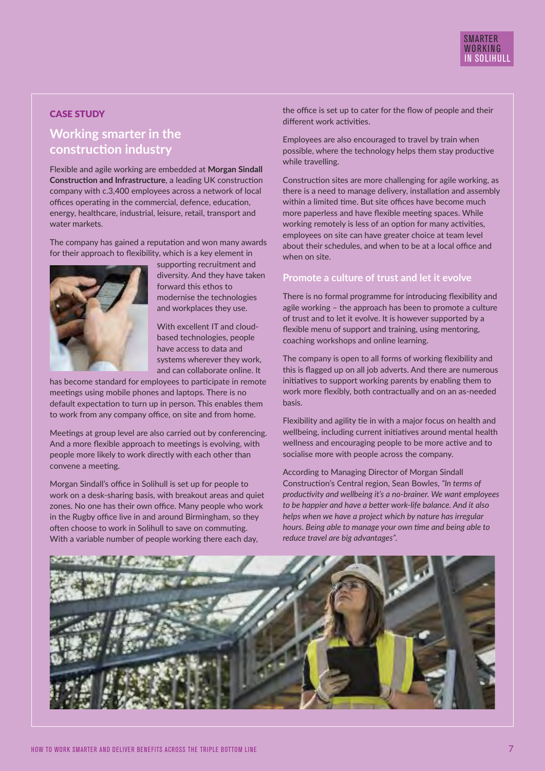## CASE STUDY

## Working smarter in the construction industry

Flexible and agile working are embedded at **Morgan Sindall Construction and Infrastructure**, a leading UK construction company with c.3,400 employees across a network of local offices operating in the commercial, defence, education, energy, healthcare, industrial, leisure, retail, transport and water markets.

The company has gained a reputation and won many awards for their approach to flexibility, which is a key element in supporting recruitment and diversity. And they have taken forward this ethos to modernise the technologies and workplaces they use.

With excellent IT and cloud-based technologies, people have access to data and systems wherever they work, and can collaborate online. It has become standard for employees to participate in remote meetings using mobile phones and laptops. There is no default expectation to turn up in person. This enables them to work from any company office, on site and from home.

Meetings at group level are also carried out by conferencing. And a more flexible approach to meetings is evolving, with people more likely to work directly with each other than convene a meeting.

Morgan Sindall's office in Solihull is set up for people to work on a desk-sharing basis, with breakout areas and quiet zones. No one has their own office. Many people who work in the Rugby office live in and around Birmingham, so they often choose to work in Solihull to save on commuting. With a variable number of people working there each day, the office is set up to cater for the flow of people and their different work activities.

Employees are also encouraged to travel by train when possible, where the technology helps them stay productive while travelling.

Construction sites are more challenging for agile working, as there is a need to manage delivery, installation and assembly within a limited time. But site offices have become much more paperless and have flexible meeting spaces. While working remotely is less of an option for many activities, employees on site can have greater choice at team level about their schedules, and when to be at a local office and when on site.

### Promote a culture of trust and let it evolve

There is no formal programme for introducing flexibility and agile working – the approach has been to promote a culture of trust and to let it evolve. It is however supported by a flexible menu of support and training, using mentoring, coaching workshops and online learning.

The company is open to all forms of working flexibility and this is flagged up on all job adverts. And there are numerous initiatives to support working parents by enabling them to work more flexibly, both contractually and on an as-needed basis.

Flexibility and agility tie in with a major focus on health and wellbeing, including current initiatives around mental health wellness and encouraging people to be more active and to socialise more with people across the company.

According to Managing Director of Morgan Sindall Construction's Central region, Sean Bowles, *"In terms of productivity and wellbeing it's a no-brainer. We want employees to be happier and have a better work-life balance. And it also helps when we have a project which by nature has irregular hours. Being able to manage your own time and being able to reduce travel are big advantages".*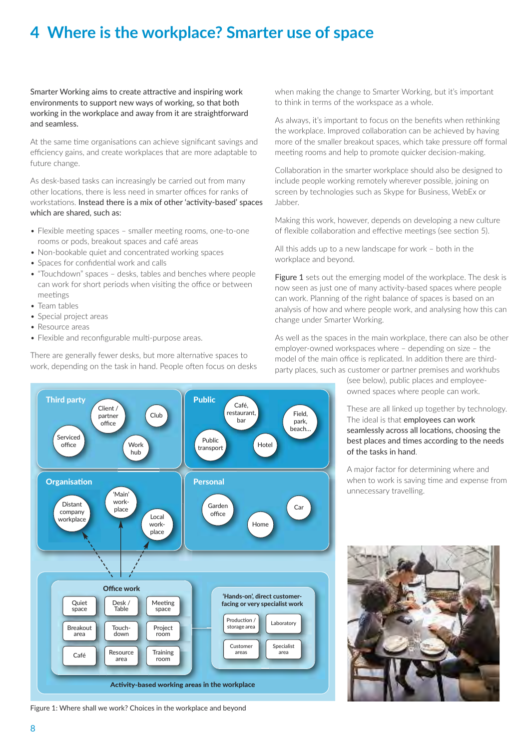# 4 Where is the workplace? Smarter use of space

Smarter Working aims to create attractive and inspiring work environments to support new ways of working, so that both working in the workplace and away from it are straightforward and seamless.

At the same time organisations can achieve significant savings and efficiency gains, and create workplaces that are more adaptable to future change.

As desk-based tasks can increasingly be carried out from many other locations, there is less need in smarter offices for ranks of workstations. Instead there is a mix of other 'activity-based' spaces which are shared, such as:

- Flexible meeting spaces – smaller meeting rooms, one-to-one rooms or pods, breakout spaces and café areas
- Non-bookable quiet and concentrated working spaces
- Spaces for confidential work and calls
- "Touchdown" spaces – desks, tables and benches where people can work for short periods when visiting the office or between meetings
- Team tables
- Special project areas
- Resource areas
- Flexible and reconfigurable multi-purpose areas.

There are generally fewer desks, but more alternative spaces to work, depending on the task in hand. People often focus on desks when making the change to Smarter Working, but it's important to think in terms of the workspace as a whole.

As always, it's important to focus on the benefits when rethinking the workplace. Improved collaboration can be achieved by having more of the smaller breakout spaces, which take pressure off formal meeting rooms and help to promote quicker decision-making.

Collaboration in the smarter workplace should also be designed to include people working remotely wherever possible, joining on screen by technologies such as Skype for Business, WebEx or Jabber.

Making this work, however, depends on developing a new culture of flexible collaboration and effective meetings (see section 5).

All this adds up to a new landscape for work – both in the workplace and beyond.

Figure 1 sets out the emerging model of the workplace. The desk is now seen as just one of many activity-based spaces where people can work. Planning of the right balance of spaces is based on an analysis of how and where people work, and analysing how this can change under Smarter Working.

As well as the spaces in the main workplace, there can also be other employer-owned workspaces where – depending on size – the model of the main office is replicated. In addition there are third-party places, such as customer or partner premises and workhubs (see below), public places and employee-owned spaces where people can work.

These are all linked up together by technology. The ideal is that employees can work seamlessly across all locations, choosing the best places and times according to the needs of the tasks in hand.

A major factor for determining where and when to work is saving time and expense from unnecessary travelling.

Third party: Client / partner office; Club; Serviced office; Work hub

Public: Café, restaurant, bar; Field, park, beach...; Public transport; Hotel

Organisation: Distant company workplace; 'Main' workplace; Local workplace

Personal: Garden office; Car; Home

Office work: Quiet space; Desk / Table; Meeting space; Breakout area; Touch-down; Project room; Café; Resource area; Training room

'Hands-on', direct customer-facing or very specialist work: Production / storage area; Laboratory; Customer areas; Specialist area

Activity-based working areas in the workplace

Figure 1: Where shall we work? Choices in the workplace and beyond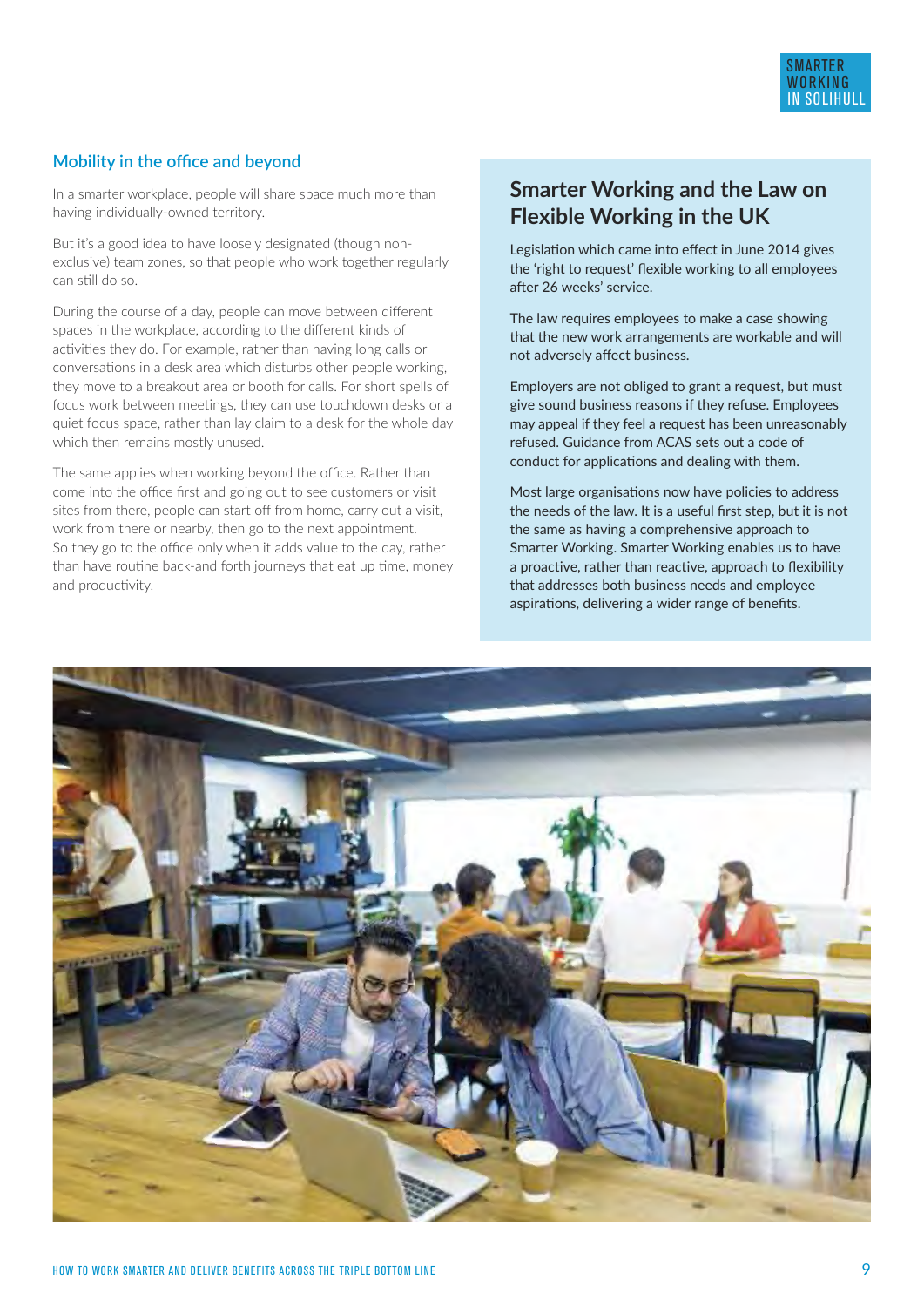## Mobility in the office and beyond

In a smarter workplace, people will share space much more than having individually-owned territory.

But it's a good idea to have loosely designated (though non-exclusive) team zones, so that people who work together regularly can still do so.

During the course of a day, people can move between different spaces in the workplace, according to the different kinds of activities they do. For example, rather than having long calls or conversations in a desk area which disturbs other people working, they move to a breakout area or booth for calls. For short spells of focus work between meetings, they can use touchdown desks or a quiet focus space, rather than lay claim to a desk for the whole day which then remains mostly unused.

The same applies when working beyond the office. Rather than come into the office first and going out to see customers or visit sites from there, people can start off from home, carry out a visit, work from there or nearby, then go to the next appointment. So they go to the office only when it adds value to the day, rather than have routine back-and forth journeys that eat up time, money and productivity.

## Smarter Working and the Law on Flexible Working in the UK

Legislation which came into effect in June 2014 gives the 'right to request' flexible working to all employees after 26 weeks' service.

The law requires employees to make a case showing that the new work arrangements are workable and will not adversely affect business.

Employers are not obliged to grant a request, but must give sound business reasons if they refuse. Employees may appeal if they feel a request has been unreasonably refused. Guidance from ACAS sets out a code of conduct for applications and dealing with them.

Most large organisations now have policies to address the needs of the law. It is a useful first step, but it is not the same as having a comprehensive approach to Smarter Working. Smarter Working enables us to have a proactive, rather than reactive, approach to flexibility that addresses both business needs and employee aspirations, delivering a wider range of benefits.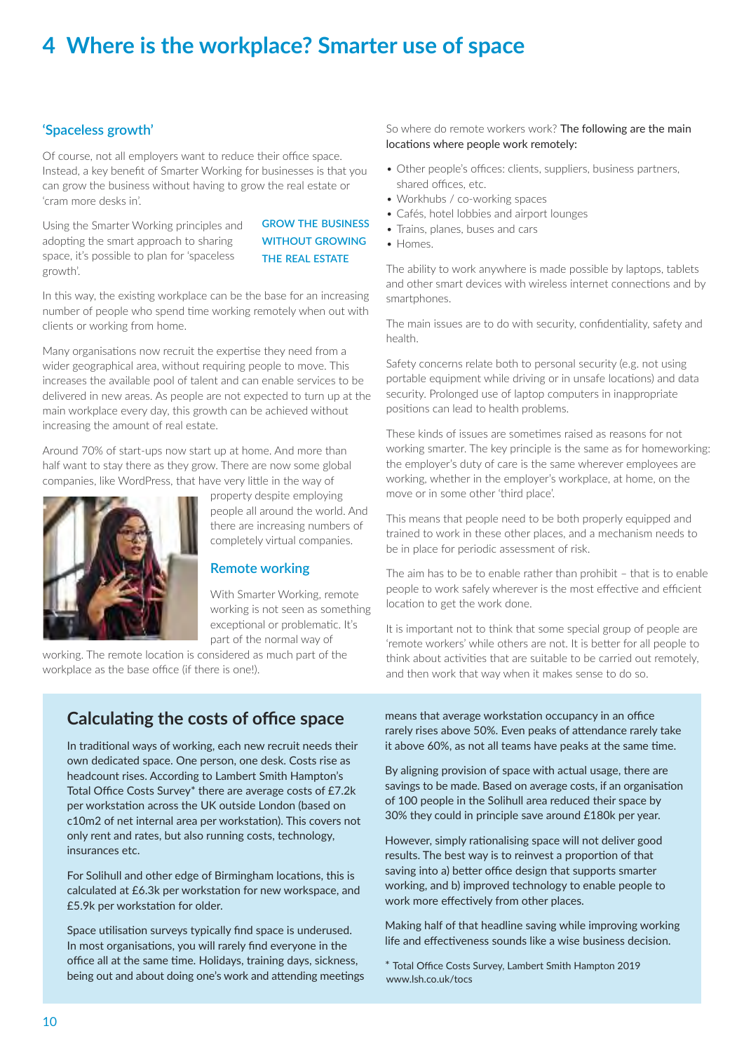# 4 Where is the workplace? Smarter use of space

## 'Spaceless growth'

Of course, not all employers want to reduce their office space. Instead, a key benefit of Smarter Working for businesses is that you can grow the business without having to grow the real estate or 'cram more desks in'.

Using the Smarter Working principles and adopting the smart approach to sharing space, it's possible to plan for 'spaceless growth'.

**GROW THE BUSINESS WITHOUT GROWING THE REAL ESTATE**

In this way, the existing workplace can be the base for an increasing number of people who spend time working remotely when out with clients or working from home.

Many organisations now recruit the expertise they need from a wider geographical area, without requiring people to move. This increases the available pool of talent and can enable services to be delivered in new areas. As people are not expected to turn up at the main workplace every day, this growth can be achieved without increasing the amount of real estate.

Around 70% of start-ups now start up at home. And more than half want to stay there as they grow. There are now some global companies, like WordPress, that have very little in the way of property despite employing people all around the world. And there are increasing numbers of completely virtual companies.

## Remote working

With Smarter Working, remote working is not seen as something exceptional or problematic. It's part of the normal way of working. The remote location is considered as much part of the workplace as the base office (if there is one!).

So where do remote workers work? The following are the main locations where people work remotely:

- Other people's offices: clients, suppliers, business partners, shared offices, etc.
- Workhubs / co-working spaces
- Cafés, hotel lobbies and airport lounges
- Trains, planes, buses and cars
- Homes.

The ability to work anywhere is made possible by laptops, tablets and other smart devices with wireless internet connections and by smartphones.

The main issues are to do with security, confidentiality, safety and health.

Safety concerns relate both to personal security (e.g. not using portable equipment while driving or in unsafe locations) and data security. Prolonged use of laptop computers in inappropriate positions can lead to health problems.

These kinds of issues are sometimes raised as reasons for not working smarter. The key principle is the same as for homeworking: the employer's duty of care is the same wherever employees are working, whether in the employer's workplace, at home, on the move or in some other 'third place'.

This means that people need to be both properly equipped and trained to work in these other places, and a mechanism needs to be in place for periodic assessment of risk.

The aim has to be to enable rather than prohibit – that is to enable people to work safely wherever is the most effective and efficient location to get the work done.

It is important not to think that some special group of people are 'remote workers' while others are not. It is better for all people to think about activities that are suitable to be carried out remotely, and then work that way when it makes sense to do so.

## Calculating the costs of office space

In traditional ways of working, each new recruit needs their own dedicated space. One person, one desk. Costs rise as headcount rises. According to Lambert Smith Hampton's Total Office Costs Survey* there are average costs of £7.2k per workstation across the UK outside London (based on c10m2 of net internal area per workstation). This covers not only rent and rates, but also running costs, technology, insurances etc.

For Solihull and other edge of Birmingham locations, this is calculated at £6.3k per workstation for new workspace, and £5.9k per workstation for older.

Space utilisation surveys typically find space is underused. In most organisations, you will rarely find everyone in the office all at the same time. Holidays, training days, sickness, being out and about doing one's work and attending meetings means that average workstation occupancy in an office rarely rises above 50%. Even peaks of attendance rarely take it above 60%, as not all teams have peaks at the same time.

By aligning provision of space with actual usage, there are savings to be made. Based on average costs, if an organisation of 100 people in the Solihull area reduced their space by 30% they could in principle save around £180k per year.

However, simply rationalising space will not deliver good results. The best way is to reinvest a proportion of that saving into a) better office design that supports smarter working, and b) improved technology to enable people to work more effectively from other places.

Making half of that headline saving while improving working life and effectiveness sounds like a wise business decision.

* Total Office Costs Survey, Lambert Smith Hampton 2019 www.lsh.co.uk/tocs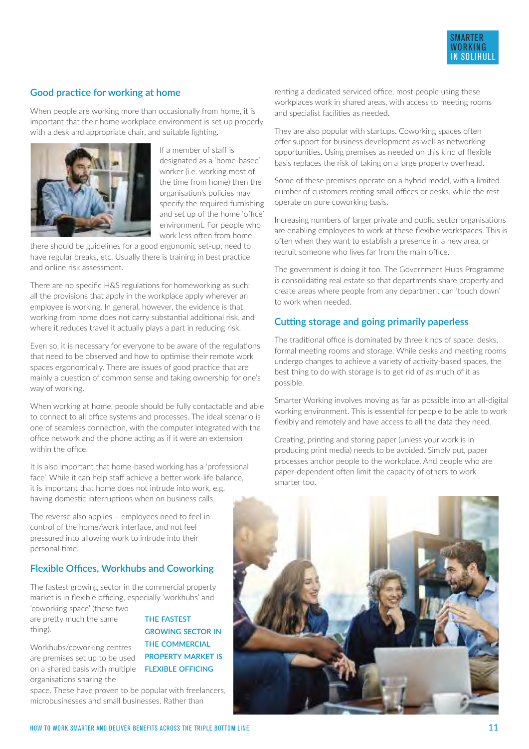## Good practice for working at home

When people are working more than occasionally from home, it is important that their home workplace environment is set up properly with a desk and appropriate chair, and suitable lighting.

If a member of staff is designated as a 'home-based' worker (i.e. working most of the time from home) then the organisation's policies may specify the required furnishing and set up of the home 'office' environment. For people who work less often from home, there should be guidelines for a good ergonomic set-up, need to have regular breaks, etc. Usually there is training in best practice and online risk assessment.

There are no specific H&S regulations for homeworking as such: all the provisions that apply in the workplace apply wherever an employee is working. In general, however, the evidence is that working from home does not carry substantial additional risk, and where it reduces travel it actually plays a part in reducing risk.

Even so, it is necessary for everyone to be aware of the regulations that need to be observed and how to optimise their remote work spaces ergonomically. There are issues of good practice that are mainly a question of common sense and taking ownership for one's way of working.

When working at home, people should be fully contactable and able to connect to all office systems and processes. The ideal scenario is one of seamless connection, with the computer integrated with the office network and the phone acting as if it were an extension within the office.

It is also important that home-based working has a 'professional face'. While it can help staff achieve a better work-life balance, it is important that home does not intrude into work, e.g. having domestic interruptions when on business calls.

The reverse also applies – employees need to feel in control of the home/work interface, and not feel pressured into allowing work to intrude into their personal time.

## Flexible Offices, Workhubs and Coworking

The fastest growing sector in the commercial property market is in flexible officing, especially 'workhubs' and 'coworking space' (these two are pretty much the same thing).

**THE FASTEST GROWING SECTOR IN THE COMMERCIAL PROPERTY MARKET IS FLEXIBLE OFFICING**

Workhubs/coworking centres are premises set up to be used on a shared basis with multiple organisations sharing the space. These have proven to be popular with freelancers, microbusinesses and small businesses. Rather than renting a dedicated serviced office, most people using these workplaces work in shared areas, with access to meeting rooms and specialist facilities as needed.

They are also popular with startups. Coworking spaces often offer support for business development as well as networking opportunities. Using premises as needed on this kind of flexible basis replaces the risk of taking on a large property overhead.

Some of these premises operate on a hybrid model, with a limited number of customers renting small offices or desks, while the rest operate on pure coworking basis.

Increasing numbers of larger private and public sector organisations are enabling employees to work at these flexible workspaces. This is often when they want to establish a presence in a new area, or recruit someone who lives far from the main office.

The government is doing it too. The Government Hubs Programme is consolidating real estate so that departments share property and create areas where people from any department can 'touch down' to work when needed.

## Cutting storage and going primarily paperless

The traditional office is dominated by three kinds of space: desks, formal meeting rooms and storage. While desks and meeting rooms undergo changes to achieve a variety of activity-based spaces, the best thing to do with storage is to get rid of as much of it as possible.

Smarter Working involves moving as far as possible into an all-digital working environment. This is essential for people to be able to work flexibly and remotely and have access to all the data they need.

Creating, printing and storing paper (unless your work is in producing print media) needs to be avoided. Simply put, paper processes anchor people to the workplace. And people who are paper-dependent often limit the capacity of others to work smarter too.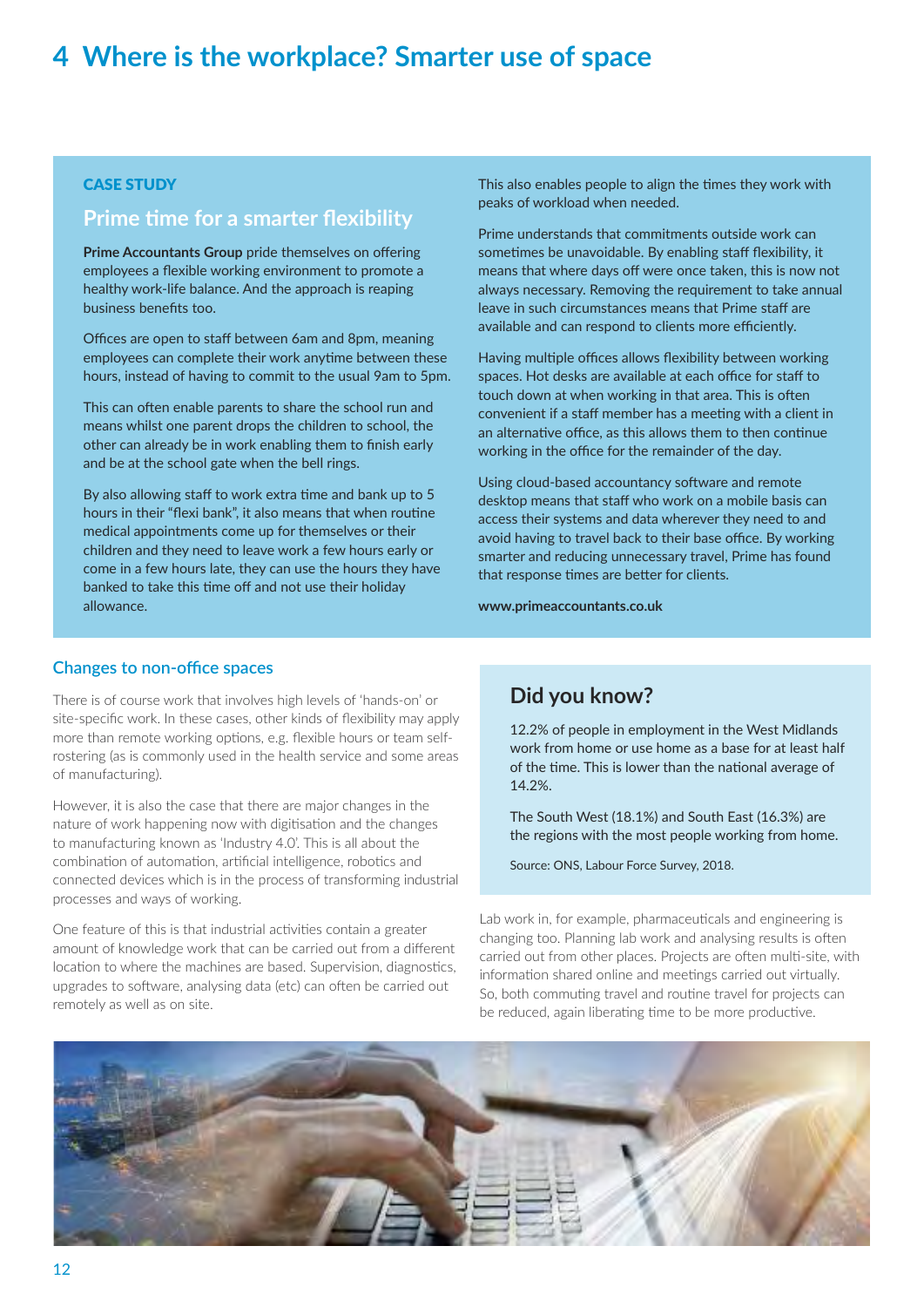# 4 Where is the workplace? Smarter use of space

### CASE STUDY

## Prime time for a smarter flexibility

**Prime Accountants Group** pride themselves on offering employees a flexible working environment to promote a healthy work-life balance. And the approach is reaping business benefits too.

Offices are open to staff between 6am and 8pm, meaning employees can complete their work anytime between these hours, instead of having to commit to the usual 9am to 5pm.

This can often enable parents to share the school run and means whilst one parent drops the children to school, the other can already be in work enabling them to finish early and be at the school gate when the bell rings.

By also allowing staff to work extra time and bank up to 5 hours in their "flexi bank", it also means that when routine medical appointments come up for themselves or their children and they need to leave work a few hours early or come in a few hours late, they can use the hours they have banked to take this time off and not use their holiday allowance.

This also enables people to align the times they work with peaks of workload when needed.

Prime understands that commitments outside work can sometimes be unavoidable. By enabling staff flexibility, it means that where days off were once taken, this is now not always necessary. Removing the requirement to take annual leave in such circumstances means that Prime staff are available and can respond to clients more efficiently.

Having multiple offices allows flexibility between working spaces. Hot desks are available at each office for staff to touch down at when working in that area. This is often convenient if a staff member has a meeting with a client in an alternative office, as this allows them to then continue working in the office for the remainder of the day.

Using cloud-based accountancy software and remote desktop means that staff who work on a mobile basis can access their systems and data wherever they need to and avoid having to travel back to their base office. By working smarter and reducing unnecessary travel, Prime has found that response times are better for clients.

**www.primeaccountants.co.uk**

### Changes to non-office spaces

There is of course work that involves high levels of 'hands-on' or site-specific work. In these cases, other kinds of flexibility may apply more than remote working options, e.g. flexible hours or team self-rostering (as is commonly used in the health service and some areas of manufacturing).

However, it is also the case that there are major changes in the nature of work happening now with digitisation and the changes to manufacturing known as 'Industry 4.0'. This is all about the combination of automation, artificial intelligence, robotics and connected devices which is in the process of transforming industrial processes and ways of working.

One feature of this is that industrial activities contain a greater amount of knowledge work that can be carried out from a different location to where the machines are based. Supervision, diagnostics, upgrades to software, analysing data (etc) can often be carried out remotely as well as on site.

## Did you know?

12.2% of people in employment in the West Midlands work from home or use home as a base for at least half of the time. This is lower than the national average of 14.2%.

The South West (18.1%) and South East (16.3%) are the regions with the most people working from home.

Source: ONS, Labour Force Survey, 2018.

Lab work in, for example, pharmaceuticals and engineering is changing too. Planning lab work and analysing results is often carried out from other places. Projects are often multi-site, with information shared online and meetings carried out virtually. So, both commuting travel and routine travel for projects can be reduced, again liberating time to be more productive.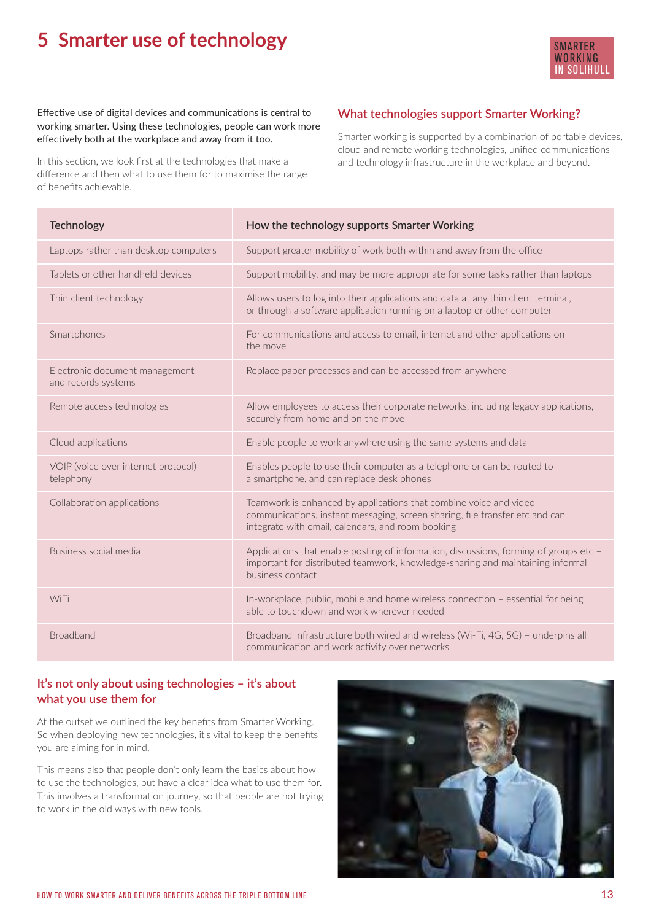# 5 Smarter use of technology

Effective use of digital devices and communications is central to working smarter. Using these technologies, people can work more effectively both at the workplace and away from it too.

In this section, we look first at the technologies that make a difference and then what to use them for to maximise the range of benefits achievable.

## What technologies support Smarter Working?

Smarter working is supported by a combination of portable devices, cloud and remote working technologies, unified communications and technology infrastructure in the workplace and beyond.

| Technology | How the technology supports Smarter Working |
|---|---|
| Laptops rather than desktop computers | Support greater mobility of work both within and away from the office |
| Tablets or other handheld devices | Support mobility, and may be more appropriate for some tasks rather than laptops |
| Thin client technology | Allows users to log into their applications and data at any thin client terminal, or through a software application running on a laptop or other computer |
| Smartphones | For communications and access to email, internet and other applications on the move |
| Electronic document management and records systems | Replace paper processes and can be accessed from anywhere |
| Remote access technologies | Allow employees to access their corporate networks, including legacy applications, securely from home and on the move |
| Cloud applications | Enable people to work anywhere using the same systems and data |
| VOIP (voice over internet protocol) telephony | Enables people to use their computer as a telephone or can be routed to a smartphone, and can replace desk phones |
| Collaboration applications | Teamwork is enhanced by applications that combine voice and video communications, instant messaging, screen sharing, file transfer etc and can integrate with email, calendars, and room booking |
| Business social media | Applications that enable posting of information, discussions, forming of groups etc – important for distributed teamwork, knowledge-sharing and maintaining informal business contact |
| WiFi | In-workplace, public, mobile and home wireless connection – essential for being able to touchdown and work wherever needed |
| Broadband | Broadband infrastructure both wired and wireless (Wi-Fi, 4G, 5G) – underpins all communication and work activity over networks |

## It's not only about using technologies – it's about what you use them for

At the outset we outlined the key benefits from Smarter Working. So when deploying new technologies, it's vital to keep the benefits you are aiming for in mind.

This means also that people don't only learn the basics about how to use the technologies, but have a clear idea what to use them for. This involves a transformation journey, so that people are not trying to work in the old ways with new tools.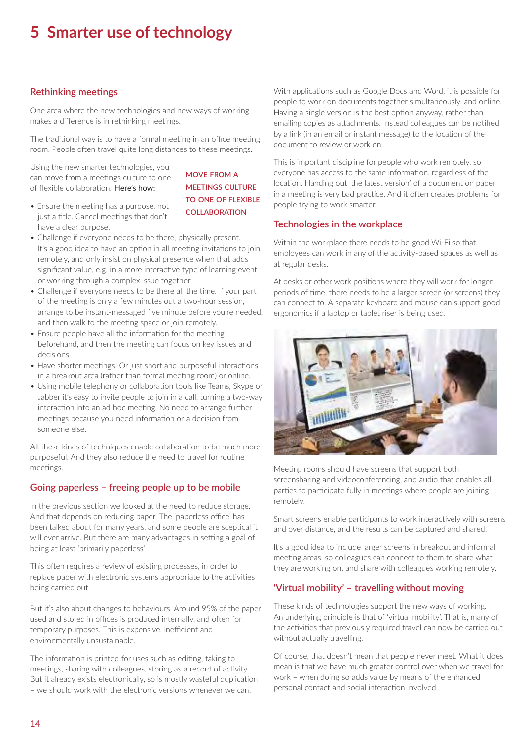# 5 Smarter use of technology

## Rethinking meetings

One area where the new technologies and new ways of working makes a difference is in rethinking meetings.

The traditional way is to have a formal meeting in an office meeting room. People often travel quite long distances to these meetings.

Using the new smarter technologies, you can move from a meetings culture to one of flexible collaboration. Here's how:

MOVE FROM A MEETINGS CULTURE TO ONE OF FLEXIBLE COLLABORATION

- Ensure the meeting has a purpose, not just a title. Cancel meetings that don't have a clear purpose.
- Challenge if everyone needs to be there, physically present. It's a good idea to have an option in all meeting invitations to join remotely, and only insist on physical presence when that adds significant value, e.g. in a more interactive type of learning event or working through a complex issue together
- Challenge if everyone needs to be there all the time. If your part of the meeting is only a few minutes out a two-hour session, arrange to be instant-messaged five minute before you're needed, and then walk to the meeting space or join remotely.
- Ensure people have all the information for the meeting beforehand, and then the meeting can focus on key issues and decisions.
- Have shorter meetings. Or just short and purposeful interactions in a breakout area (rather than formal meeting room) or online.
- Using mobile telephony or collaboration tools like Teams, Skype or Jabber it's easy to invite people to join in a call, turning a two-way interaction into an ad hoc meeting. No need to arrange further meetings because you need information or a decision from someone else.

All these kinds of techniques enable collaboration to be much more purposeful. And they also reduce the need to travel for routine meetings.

## Going paperless – freeing people up to be mobile

In the previous section we looked at the need to reduce storage. And that depends on reducing paper. The 'paperless office' has been talked about for many years, and some people are sceptical it will ever arrive. But there are many advantages in setting a goal of being at least 'primarily paperless'.

This often requires a review of existing processes, in order to replace paper with electronic systems appropriate to the activities being carried out.

But it's also about changes to behaviours. Around 95% of the paper used and stored in offices is produced internally, and often for temporary purposes. This is expensive, inefficient and environmentally unsustainable.

The information is printed for uses such as editing, taking to meetings, sharing with colleagues, storing as a record of activity. But it already exists electronically, so is mostly wasteful duplication – we should work with the electronic versions whenever we can.

With applications such as Google Docs and Word, it is possible for people to work on documents together simultaneously, and online. Having a single version is the best option anyway, rather than emailing copies as attachments. Instead colleagues can be notified by a link (in an email or instant message) to the location of the document to review or work on.

This is important discipline for people who work remotely, so everyone has access to the same information, regardless of the location. Handing out 'the latest version' of a document on paper in a meeting is very bad practice. And it often creates problems for people trying to work smarter.

## Technologies in the workplace

Within the workplace there needs to be good Wi-Fi so that employees can work in any of the activity-based spaces as well as at regular desks.

At desks or other work positions where they will work for longer periods of time, there needs to be a larger screen (or screens) they can connect to. A separate keyboard and mouse can support good ergonomics if a laptop or tablet riser is being used.

Meeting rooms should have screens that support both screensharing and videoconferencing, and audio that enables all parties to participate fully in meetings where people are joining remotely.

Smart screens enable participants to work interactively with screens and over distance, and the results can be captured and shared.

It's a good idea to include larger screens in breakout and informal meeting areas, so colleagues can connect to them to share what they are working on, and share with colleagues working remotely.

## 'Virtual mobility' – travelling without moving

These kinds of technologies support the new ways of working. An underlying principle is that of 'virtual mobility'. That is, many of the activities that previously required travel can now be carried out without actually travelling.

Of course, that doesn't mean that people never meet. What it does mean is that we have much greater control over when we travel for work – when doing so adds value by means of the enhanced personal contact and social interaction involved.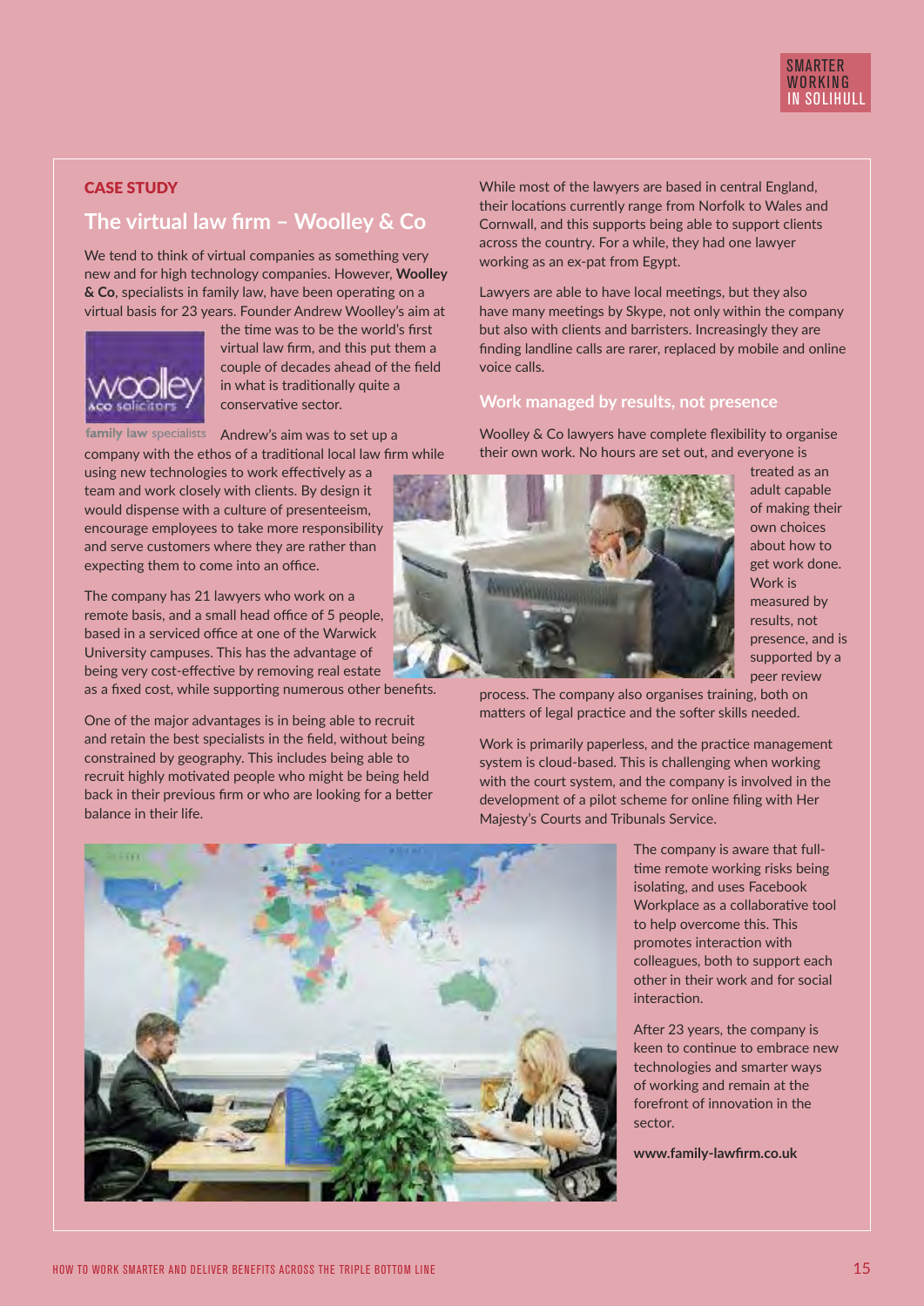## CASE STUDY

## The virtual law firm – Woolley & Co

We tend to think of virtual companies as something very new and for high technology companies. However, **Woolley & Co**, specialists in family law, have been operating on a virtual basis for 23 years. Founder Andrew Woolley's aim at the time was to be the world's first virtual law firm, and this put them a couple of decades ahead of the field in what is traditionally quite a conservative sector.

Andrew's aim was to set up a company with the ethos of a traditional local law firm while using new technologies to work effectively as a team and work closely with clients. By design it would dispense with a culture of presenteeism, encourage employees to take more responsibility and serve customers where they are rather than expecting them to come into an office.

The company has 21 lawyers who work on a remote basis, and a small head office of 5 people, based in a serviced office at one of the Warwick University campuses. This has the advantage of being very cost-effective by removing real estate as a fixed cost, while supporting numerous other benefits.

One of the major advantages is in being able to recruit and retain the best specialists in the field, without being constrained by geography. This includes being able to recruit highly motivated people who might be being held back in their previous firm or who are looking for a better balance in their life.

While most of the lawyers are based in central England, their locations currently range from Norfolk to Wales and Cornwall, and this supports being able to support clients across the country. For a while, they had one lawyer working as an ex-pat from Egypt.

Lawyers are able to have local meetings, but they also have many meetings by Skype, not only within the company but also with clients and barristers. Increasingly they are finding landline calls are rarer, replaced by mobile and online voice calls.

### Work managed by results, not presence

Woolley & Co lawyers have complete flexibility to organise their own work. No hours are set out, and everyone is treated as an adult capable of making their own choices about how to get work done. Work is measured by results, not presence, and is supported by a peer review process. The company also organises training, both on matters of legal practice and the softer skills needed.

Work is primarily paperless, and the practice management system is cloud-based. This is challenging when working with the court system, and the company is involved in the development of a pilot scheme for online filing with Her Majesty's Courts and Tribunals Service.

The company is aware that full-time remote working risks being isolating, and uses Facebook Workplace as a collaborative tool to help overcome this. This promotes interaction with colleagues, both to support each other in their work and for social interaction.

After 23 years, the company is keen to continue to embrace new technologies and smarter ways of working and remain at the forefront of innovation in the sector.

**www.family-lawfirm.co.uk**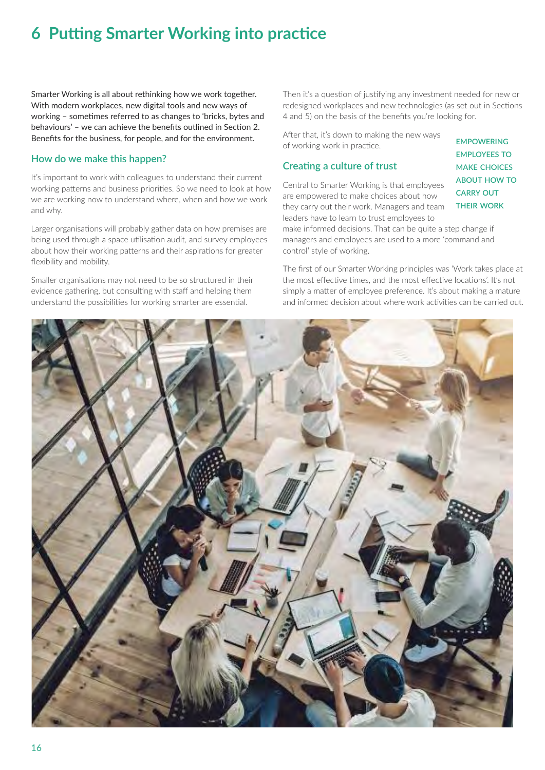# 6 Putting Smarter Working into practice

Smarter Working is all about rethinking how we work together. With modern workplaces, new digital tools and new ways of working – sometimes referred to as changes to 'bricks, bytes and behaviours' – we can achieve the benefits outlined in Section 2. Benefits for the business, for people, and for the environment.

## How do we make this happen?

It's important to work with colleagues to understand their current working patterns and business priorities. So we need to look at how we are working now to understand where, when and how we work and why.

Larger organisations will probably gather data on how premises are being used through a space utilisation audit, and survey employees about how their working patterns and their aspirations for greater flexibility and mobility.

Smaller organisations may not need to be so structured in their evidence gathering, but consulting with staff and helping them understand the possibilities for working smarter are essential.

Then it's a question of justifying any investment needed for new or redesigned workplaces and new technologies (as set out in Sections 4 and 5) on the basis of the benefits you're looking for.

After that, it's down to making the new ways of working work in practice.

## Creating a culture of trust

**EMPOWERING EMPLOYEES TO MAKE CHOICES ABOUT HOW TO CARRY OUT THEIR WORK**

Central to Smarter Working is that employees are empowered to make choices about how they carry out their work. Managers and team leaders have to learn to trust employees to make informed decisions. That can be quite a step change if managers and employees are used to a more 'command and control' style of working.

The first of our Smarter Working principles was 'Work takes place at the most effective times, and the most effective locations'. It's not simply a matter of employee preference. It's about making a mature and informed decision about where work activities can be carried out.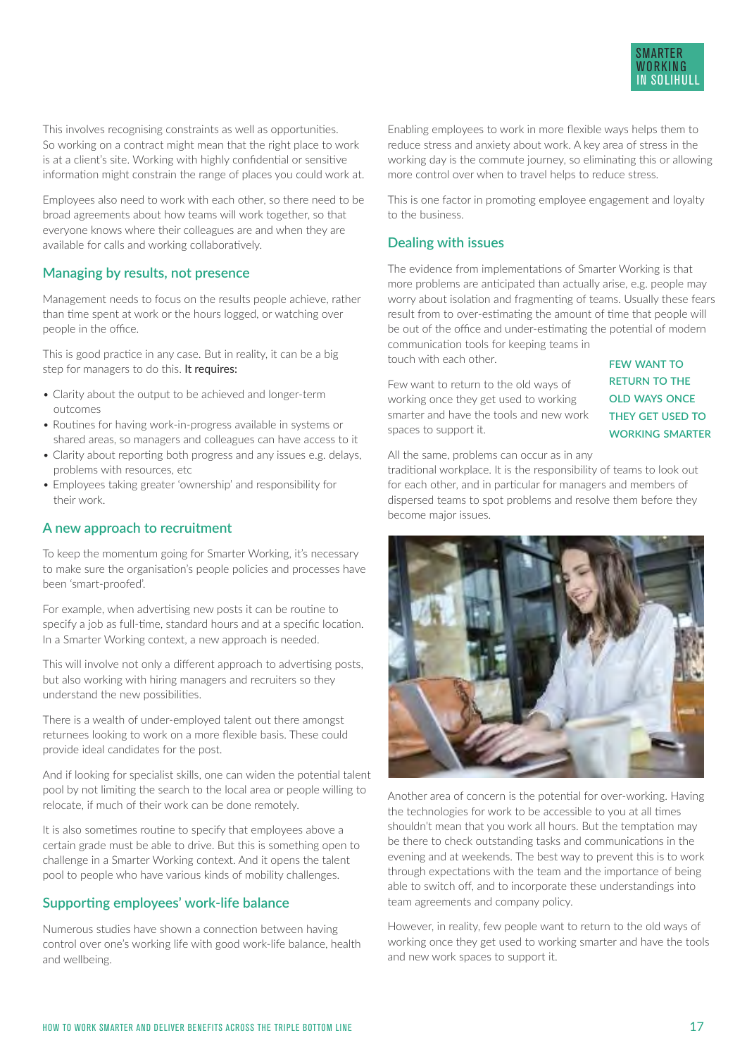This involves recognising constraints as well as opportunities. So working on a contract might mean that the right place to work is at a client's site. Working with highly confidential or sensitive information might constrain the range of places you could work at.

Employees also need to work with each other, so there need to be broad agreements about how teams will work together, so that everyone knows where their colleagues are and when they are available for calls and working collaboratively.

## Managing by results, not presence

Management needs to focus on the results people achieve, rather than time spent at work or the hours logged, or watching over people in the office.

This is good practice in any case. But in reality, it can be a big step for managers to do this. It requires:

- Clarity about the output to be achieved and longer-term outcomes
- Routines for having work-in-progress available in systems or shared areas, so managers and colleagues can have access to it
- Clarity about reporting both progress and any issues e.g. delays, problems with resources, etc
- Employees taking greater 'ownership' and responsibility for their work.

## A new approach to recruitment

To keep the momentum going for Smarter Working, it's necessary to make sure the organisation's people policies and processes have been 'smart-proofed'.

For example, when advertising new posts it can be routine to specify a job as full-time, standard hours and at a specific location. In a Smarter Working context, a new approach is needed.

This will involve not only a different approach to advertising posts, but also working with hiring managers and recruiters so they understand the new possibilities.

There is a wealth of under-employed talent out there amongst returnees looking to work on a more flexible basis. These could provide ideal candidates for the post.

And if looking for specialist skills, one can widen the potential talent pool by not limiting the search to the local area or people willing to relocate, if much of their work can be done remotely.

It is also sometimes routine to specify that employees above a certain grade must be able to drive. But this is something open to challenge in a Smarter Working context. And it opens the talent pool to people who have various kinds of mobility challenges.

## Supporting employees' work-life balance

Numerous studies have shown a connection between having control over one's working life with good work-life balance, health and wellbeing.

Enabling employees to work in more flexible ways helps them to reduce stress and anxiety about work. A key area of stress in the working day is the commute journey, so eliminating this or allowing more control over when to travel helps to reduce stress.

This is one factor in promoting employee engagement and loyalty to the business.

## Dealing with issues

The evidence from implementations of Smarter Working is that more problems are anticipated than actually arise, e.g. people may worry about isolation and fragmenting of teams. Usually these fears result from to over-estimating the amount of time that people will be out of the office and under-estimating the potential of modern communication tools for keeping teams in touch with each other.

Few want to return to the old ways of working once they get used to working smarter and have the tools and new work spaces to support it.

**FEW WANT TO RETURN TO THE OLD WAYS ONCE THEY GET USED TO WORKING SMARTER**

All the same, problems can occur as in any traditional workplace. It is the responsibility of teams to look out for each other, and in particular for managers and members of dispersed teams to spot problems and resolve them before they become major issues.

Another area of concern is the potential for over-working. Having the technologies for work to be accessible to you at all times shouldn't mean that you work all hours. But the temptation may be there to check outstanding tasks and communications in the evening and at weekends. The best way to prevent this is to work through expectations with the team and the importance of being able to switch off, and to incorporate these understandings into team agreements and company policy.

However, in reality, few people want to return to the old ways of working once they get used to working smarter and have the tools and new work spaces to support it.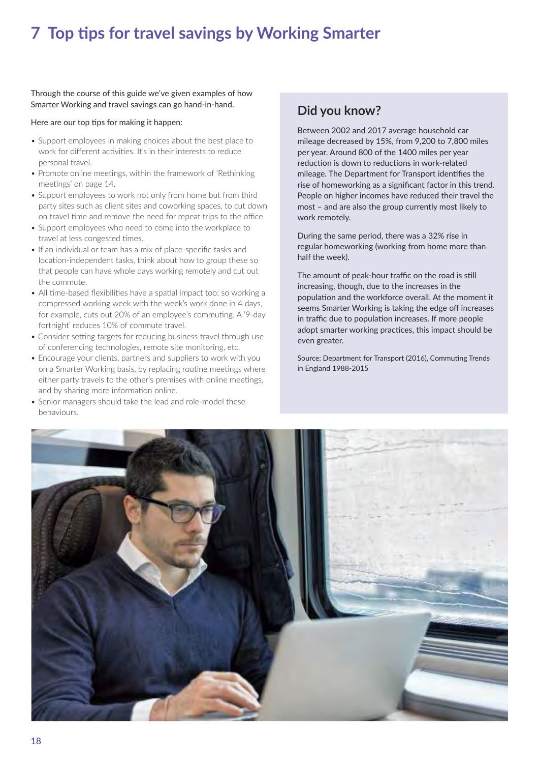# 7 Top tips for travel savings by Working Smarter

Through the course of this guide we've given examples of how Smarter Working and travel savings can go hand-in-hand.

Here are our top tips for making it happen:

- Support employees in making choices about the best place to work for different activities. It's in their interests to reduce personal travel.
- Promote online meetings, within the framework of 'Rethinking meetings' on page 14.
- Support employees to work not only from home but from third party sites such as client sites and coworking spaces, to cut down on travel time and remove the need for repeat trips to the office.
- Support employees who need to come into the workplace to travel at less congested times.
- If an individual or team has a mix of place-specific tasks and location-independent tasks, think about how to group these so that people can have whole days working remotely and cut out the commute.
- All time-based flexibilities have a spatial impact too: so working a compressed working week with the week's work done in 4 days, for example, cuts out 20% of an employee's commuting. A '9-day fortnight' reduces 10% of commute travel.
- Consider setting targets for reducing business travel through use of conferencing technologies, remote site monitoring, etc.
- Encourage your clients, partners and suppliers to work with you on a Smarter Working basis, by replacing routine meetings where either party travels to the other's premises with online meetings, and by sharing more information online.
- Senior managers should take the lead and role-model these behaviours.

## Did you know?

Between 2002 and 2017 average household car mileage decreased by 15%, from 9,200 to 7,800 miles per year. Around 800 of the 1400 miles per year reduction is down to reductions in work-related mileage. The Department for Transport identifies the rise of homeworking as a significant factor in this trend. People on higher incomes have reduced their travel the most – and are also the group currently most likely to work remotely.

During the same period, there was a 32% rise in regular homeworking (working from home more than half the week).

The amount of peak-hour traffic on the road is still increasing, though, due to the increases in the population and the workforce overall. At the moment it seems Smarter Working is taking the edge off increases in traffic due to population increases. If more people adopt smarter working practices, this impact should be even greater.

Source: Department for Transport (2016), Commuting Trends in England 1988-2015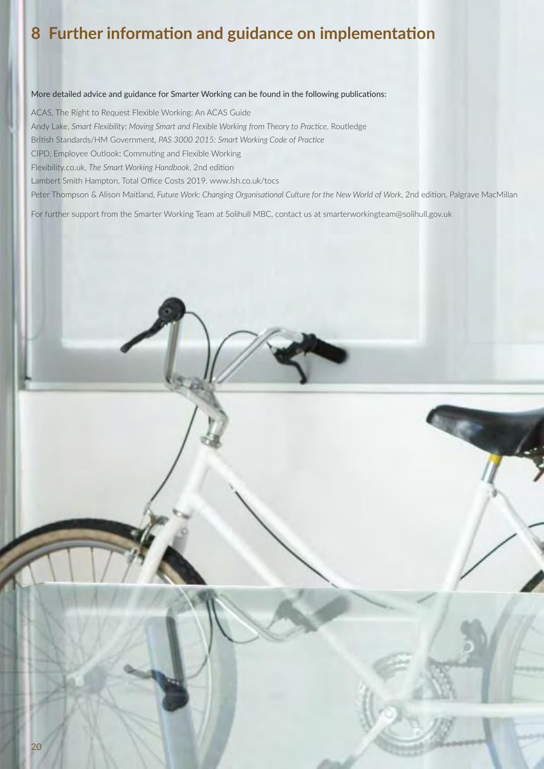# 8 Further information and guidance on implementation

More detailed advice and guidance for Smarter Working can be found in the following publications:

ACAS, The Right to Request Flexible Working: An ACAS Guide

Andy Lake, *Smart Flexibility: Moving Smart and Flexible Working from Theory to Practice*, Routledge

British Standards/HM Government, *PAS 3000 2015: Smart Working Code of Practice*

CIPD, Employee Outlook: Commuting and Flexible Working

Flexibility.co.uk, *The Smart Working Handbook*, 2nd edition

Lambert Smith Hampton, Total Office Costs 2019. www.lsh.co.uk/tocs

Peter Thompson & Alison Maitland, *Future Work: Changing Organisational Culture for the New World of Work*, 2nd edition, Palgrave MacMillan

For further support from the Smarter Working Team at Solihull MBC, contact us at smarterworkingteam@solihull.gov.uk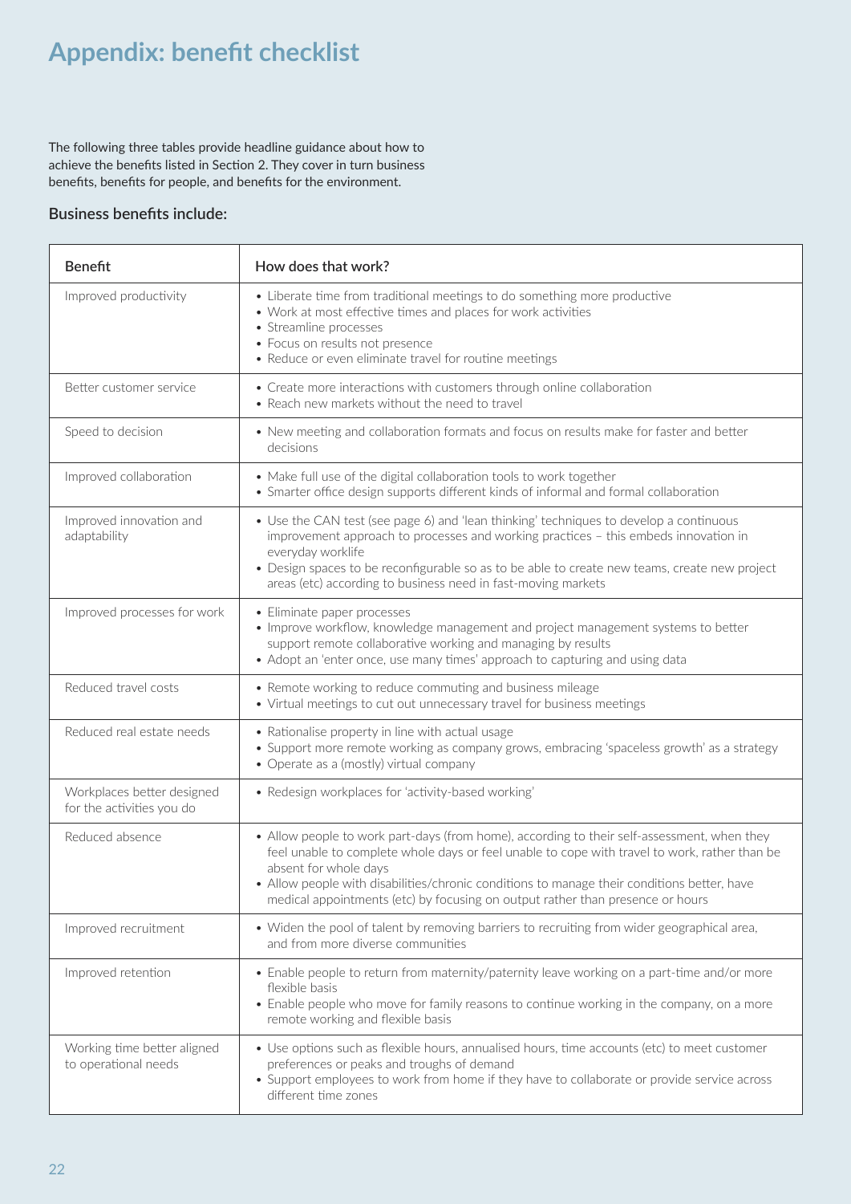# Appendix: benefit checklist

The following three tables provide headline guidance about how to achieve the benefits listed in Section 2. They cover in turn business benefits, benefits for people, and benefits for the environment.

### Business benefits include:

| Benefit | How does that work? |
|---|---|
| Improved productivity | • Liberate time from traditional meetings to do something more productive<br>• Work at most effective times and places for work activities<br>• Streamline processes<br>• Focus on results not presence<br>• Reduce or even eliminate travel for routine meetings |
| Better customer service | • Create more interactions with customers through online collaboration<br>• Reach new markets without the need to travel |
| Speed to decision | • New meeting and collaboration formats and focus on results make for faster and better decisions |
| Improved collaboration | • Make full use of the digital collaboration tools to work together<br>• Smarter office design supports different kinds of informal and formal collaboration |
| Improved innovation and adaptability | • Use the CAN test (see page 6) and 'lean thinking' techniques to develop a continuous improvement approach to processes and working practices – this embeds innovation in everyday worklife<br>• Design spaces to be reconfigurable so as to be able to create new teams, create new project areas (etc) according to business need in fast-moving markets |
| Improved processes for work | • Eliminate paper processes<br>• Improve workflow, knowledge management and project management systems to better support remote collaborative working and managing by results<br>• Adopt an 'enter once, use many times' approach to capturing and using data |
| Reduced travel costs | • Remote working to reduce commuting and business mileage<br>• Virtual meetings to cut out unnecessary travel for business meetings |
| Reduced real estate needs | • Rationalise property in line with actual usage<br>• Support more remote working as company grows, embracing 'spaceless growth' as a strategy<br>• Operate as a (mostly) virtual company |
| Workplaces better designed for the activities you do | • Redesign workplaces for 'activity-based working' |
| Reduced absence | • Allow people to work part-days (from home), according to their self-assessment, when they feel unable to complete whole days or feel unable to cope with travel to work, rather than be absent for whole days<br>• Allow people with disabilities/chronic conditions to manage their conditions better, have medical appointments (etc) by focusing on output rather than presence or hours |
| Improved recruitment | • Widen the pool of talent by removing barriers to recruiting from wider geographical area, and from more diverse communities |
| Improved retention | • Enable people to return from maternity/paternity leave working on a part-time and/or more flexible basis<br>• Enable people who move for family reasons to continue working in the company, on a more remote working and flexible basis |
| Working time better aligned to operational needs | • Use options such as flexible hours, annualised hours, time accounts (etc) to meet customer preferences or peaks and troughs of demand<br>• Support employees to work from home if they have to collaborate or provide service across different time zones |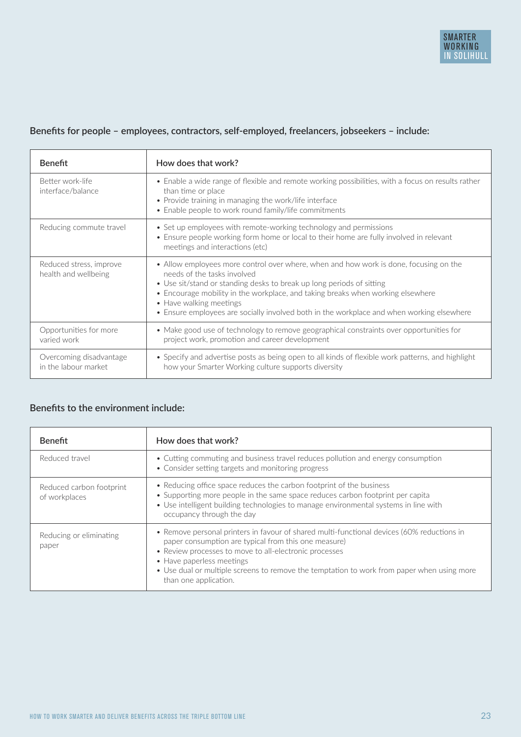### Benefits for people – employees, contractors, self-employed, freelancers, jobseekers – include:

| Benefit | How does that work? |
|---|---|
| Better work-life interface/balance | • Enable a wide range of flexible and remote working possibilities, with a focus on results rather than time or place<br>• Provide training in managing the work/life interface<br>• Enable people to work round family/life commitments |
| Reducing commute travel | • Set up employees with remote-working technology and permissions<br>• Ensure people working form home or local to their home are fully involved in relevant meetings and interactions (etc) |
| Reduced stress, improve health and wellbeing | • Allow employees more control over where, when and how work is done, focusing on the needs of the tasks involved<br>• Use sit/stand or standing desks to break up long periods of sitting<br>• Encourage mobility in the workplace, and taking breaks when working elsewhere<br>• Have walking meetings<br>• Ensure employees are socially involved both in the workplace and when working elsewhere |
| Opportunities for more varied work | • Make good use of technology to remove geographical constraints over opportunities for project work, promotion and career development |
| Overcoming disadvantage in the labour market | • Specify and advertise posts as being open to all kinds of flexible work patterns, and highlight how your Smarter Working culture supports diversity |

### Benefits to the environment include:

| Benefit | How does that work? |
|---|---|
| Reduced travel | • Cutting commuting and business travel reduces pollution and energy consumption<br>• Consider setting targets and monitoring progress |
| Reduced carbon footprint of workplaces | • Reducing office space reduces the carbon footprint of the business<br>• Supporting more people in the same space reduces carbon footprint per capita<br>• Use intelligent building technologies to manage environmental systems in line with occupancy through the day |
| Reducing or eliminating paper | • Remove personal printers in favour of shared multi-functional devices (60% reductions in paper consumption are typical from this one measure)<br>• Review processes to move to all-electronic processes<br>• Have paperless meetings<br>• Use dual or multiple screens to remove the temptation to work from paper when using more than one application. |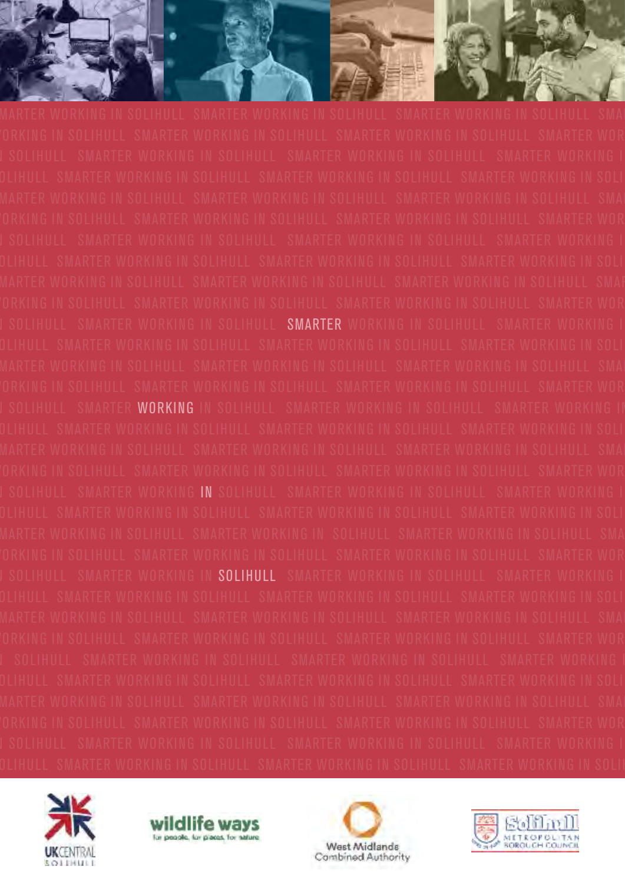SMARTER WORKING IN SOLIHULL

UK CENTRAL SOLIHULL

wildlife ways
for people, for places, for nature

West Midlands Combined Authority

Solihull Metropolitan Borough Council